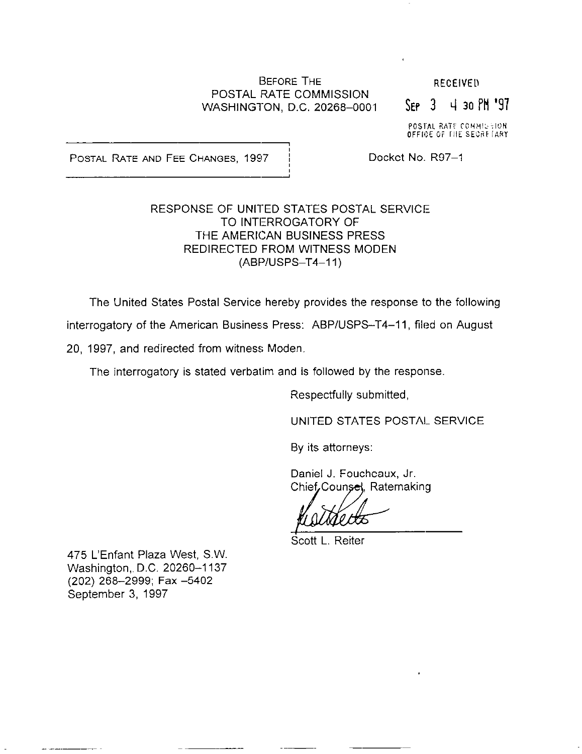BEFORE THE
POSTAL RATE COMMISSION
WASHINGTON, D.C. 20268-0001

RECEIVED

SEP 3 4 30 PM '97

POSTAL RATE COMMISSION
OFFICE OF THE SECRETARY

POSTAL RATE AND FEE CHANGES, 1997

Docket No. R97-1

# RESPONSE OF UNITED STATES POSTAL SERVICE TO INTERROGATORY OF THE AMERICAN BUSINESS PRESS REDIRECTED FROM WITNESS MODEN (ABP/USPS-T4-11)

The United States Postal Service hereby provides the response to the following interrogatory of the American Business Press: ABP/USPS-T4-11, filed on August 20, 1997, and redirected from witness Moden.

The interrogatory is stated verbatim and is followed by the response.

Respectfully submitted,

UNITED STATES POSTAL SERVICE

By its attorneys:

Daniel J. Foucheaux, Jr.
Chief Counsel, Ratemaking

Scott L. Reiter

475 L'Enfant Plaza West, S.W.
Washington, D.C. 20260-1137
(202) 268-2999; Fax -5402
September 3, 1997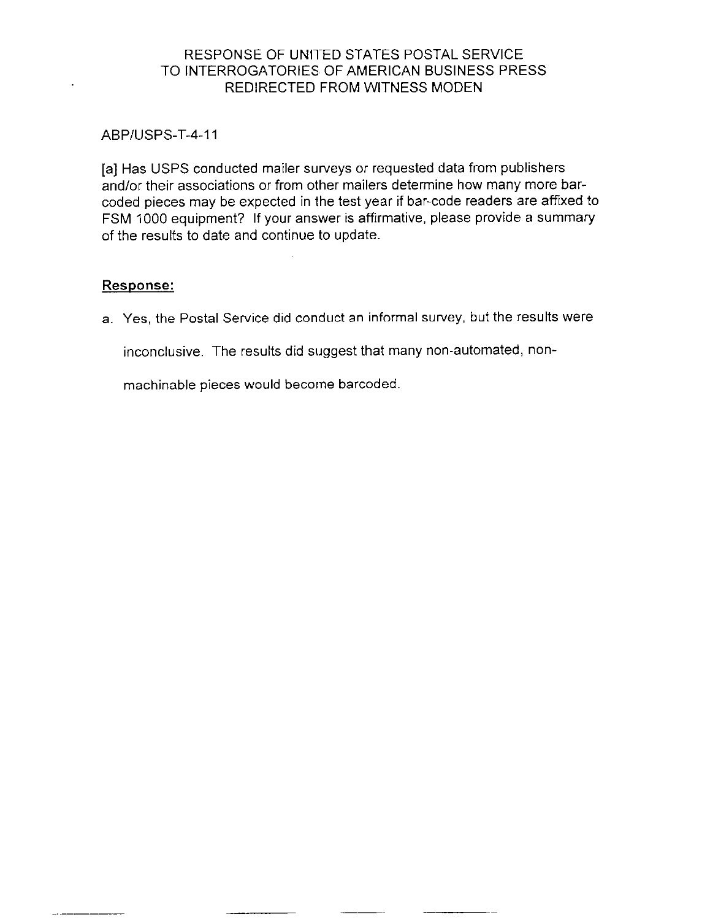RESPONSE OF UNITED STATES POSTAL SERVICE
TO INTERROGATORIES OF AMERICAN BUSINESS PRESS
REDIRECTED FROM WITNESS MODEN

ABP/USPS-T-4-11

[a] Has USPS conducted mailer surveys or requested data from publishers and/or their associations or from other mailers determine how many more bar-coded pieces may be expected in the test year if bar-code readers are affixed to FSM 1000 equipment? If your answer is affirmative, please provide a summary of the results to date and continue to update.

**Response:**

a. Yes, the Postal Service did conduct an informal survey, but the results were inconclusive. The results did suggest that many non-automated, non-machinable pieces would become barcoded.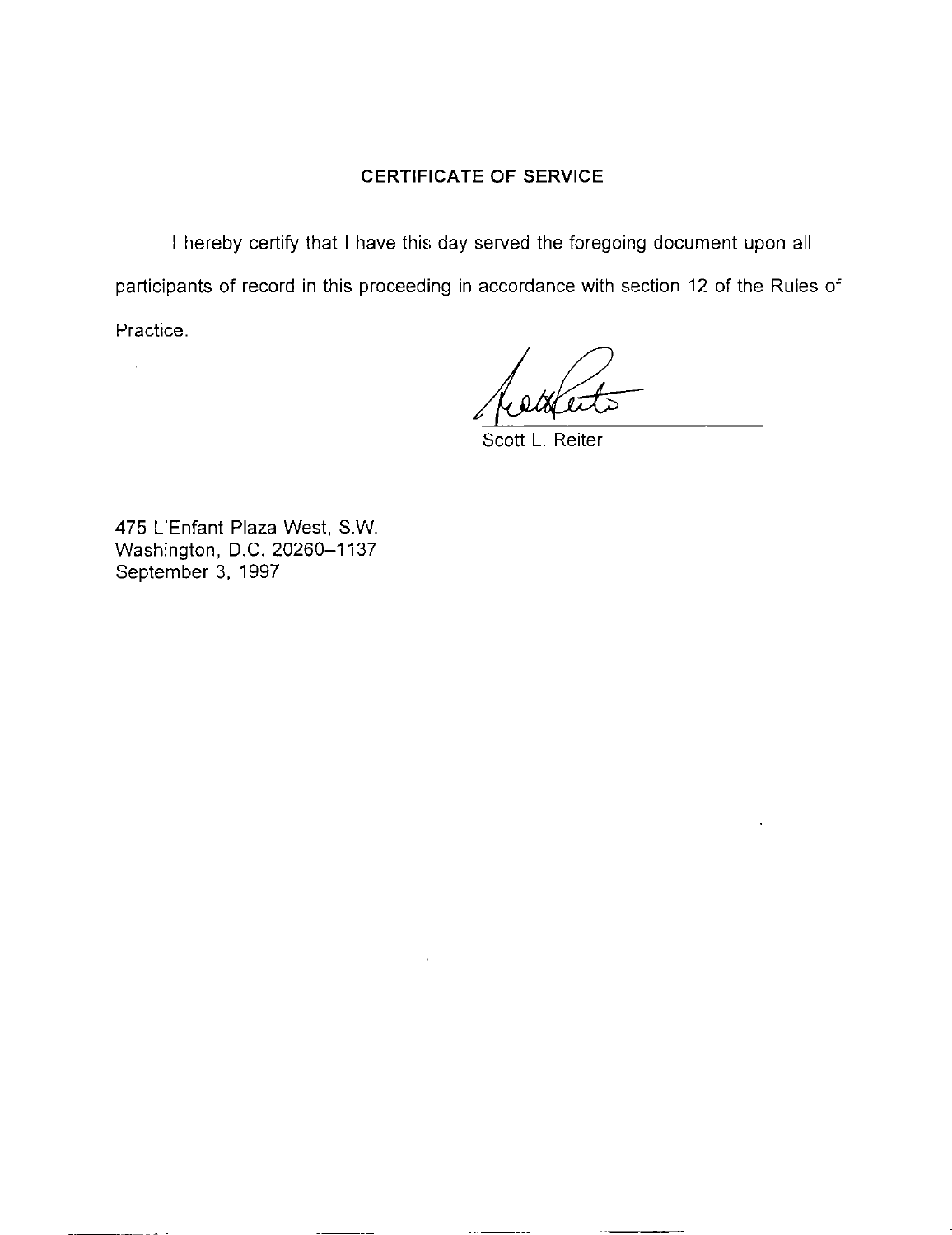## CERTIFICATE OF SERVICE

I hereby certify that I have this day served the foregoing document upon all participants of record in this proceeding in accordance with section 12 of the Rules of Practice.

Scott L. Reiter

475 L'Enfant Plaza West, S.W.
Washington, D.C. 20260–1137
September 3, 1997